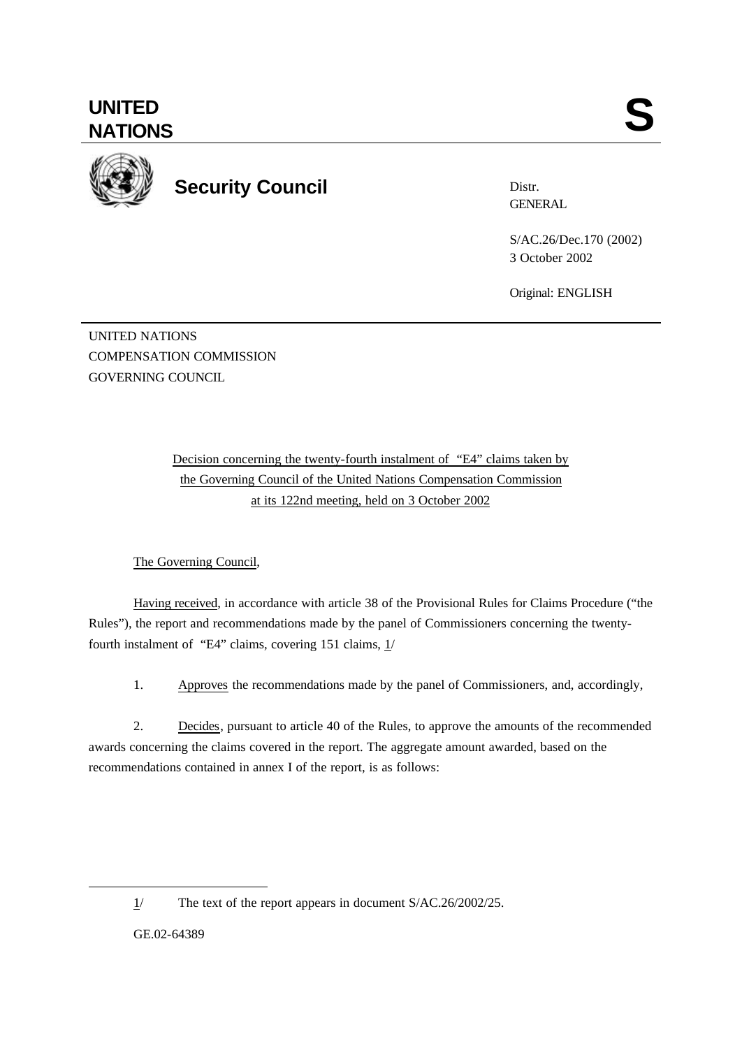# UNITED NATIONS

# S

## Security Council

Distr.
GENERAL

S/AC.26/Dec.170 (2002)
3 October 2002

Original: ENGLISH

UNITED NATIONS
COMPENSATION COMMISSION
GOVERNING COUNCIL

Decision concerning the twenty-fourth instalment of "E4" claims taken by the Governing Council of the United Nations Compensation Commission at its 122nd meeting, held on 3 October 2002

The Governing Council,

Having received, in accordance with article 38 of the Provisional Rules for Claims Procedure ("the Rules"), the report and recommendations made by the panel of Commissioners concerning the twenty-fourth instalment of "E4" claims, covering 151 claims, 1/

1. Approves the recommendations made by the panel of Commissioners, and, accordingly,

2. Decides, pursuant to article 40 of the Rules, to approve the amounts of the recommended awards concerning the claims covered in the report. The aggregate amount awarded, based on the recommendations contained in annex I of the report, is as follows:

---

1/ The text of the report appears in document S/AC.26/2002/25.

GE.02-64389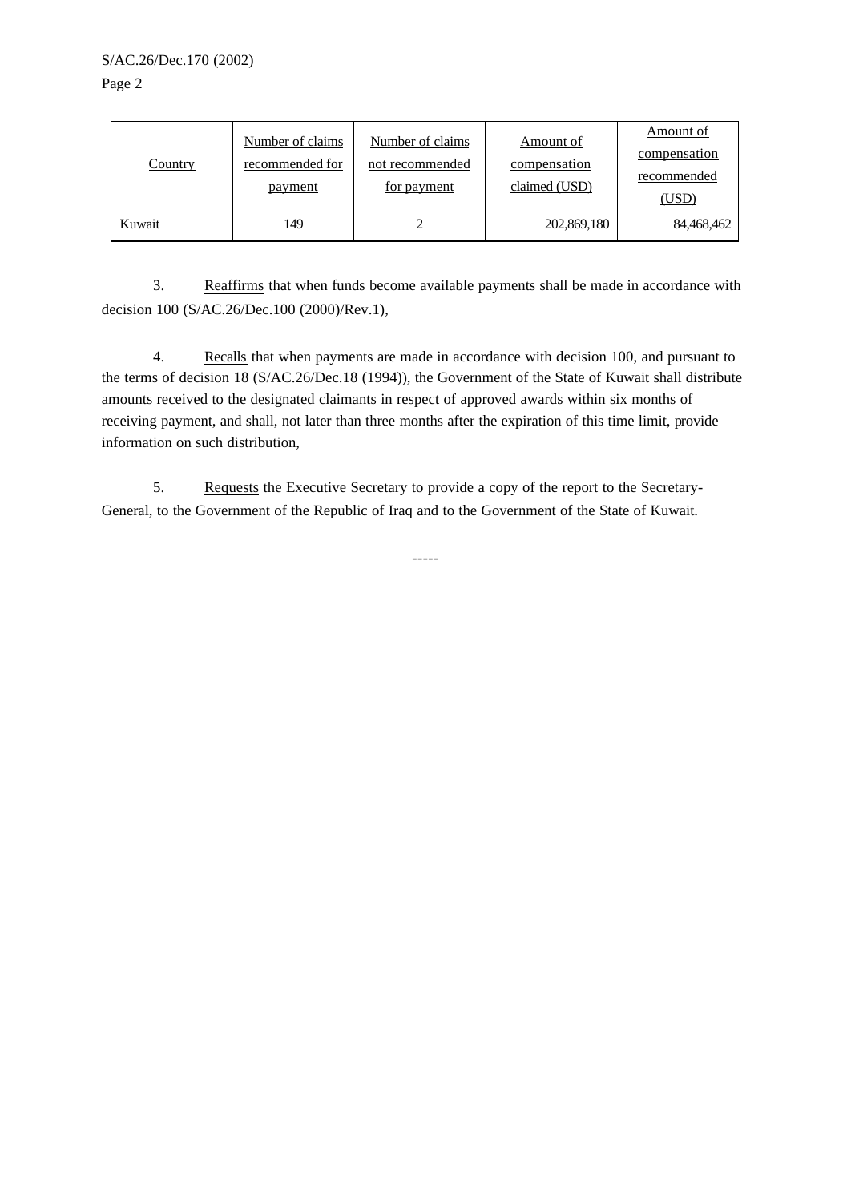| Country | Number of claims recommended for payment | Number of claims not recommended for payment | Amount of compensation claimed (USD) | Amount of compensation recommended (USD) |
|---|---|---|---|---|
| Kuwait | 149 | 2 | 202,869,180 | 84,468,462 |

3. Reaffirms that when funds become available payments shall be made in accordance with decision 100 (S/AC.26/Dec.100 (2000)/Rev.1),

4. Recalls that when payments are made in accordance with decision 100, and pursuant to the terms of decision 18 (S/AC.26/Dec.18 (1994)), the Government of the State of Kuwait shall distribute amounts received to the designated claimants in respect of approved awards within six months of receiving payment, and shall, not later than three months after the expiration of this time limit, provide information on such distribution,

5. Requests the Executive Secretary to provide a copy of the report to the Secretary-General, to the Government of the Republic of Iraq and to the Government of the State of Kuwait.

-----